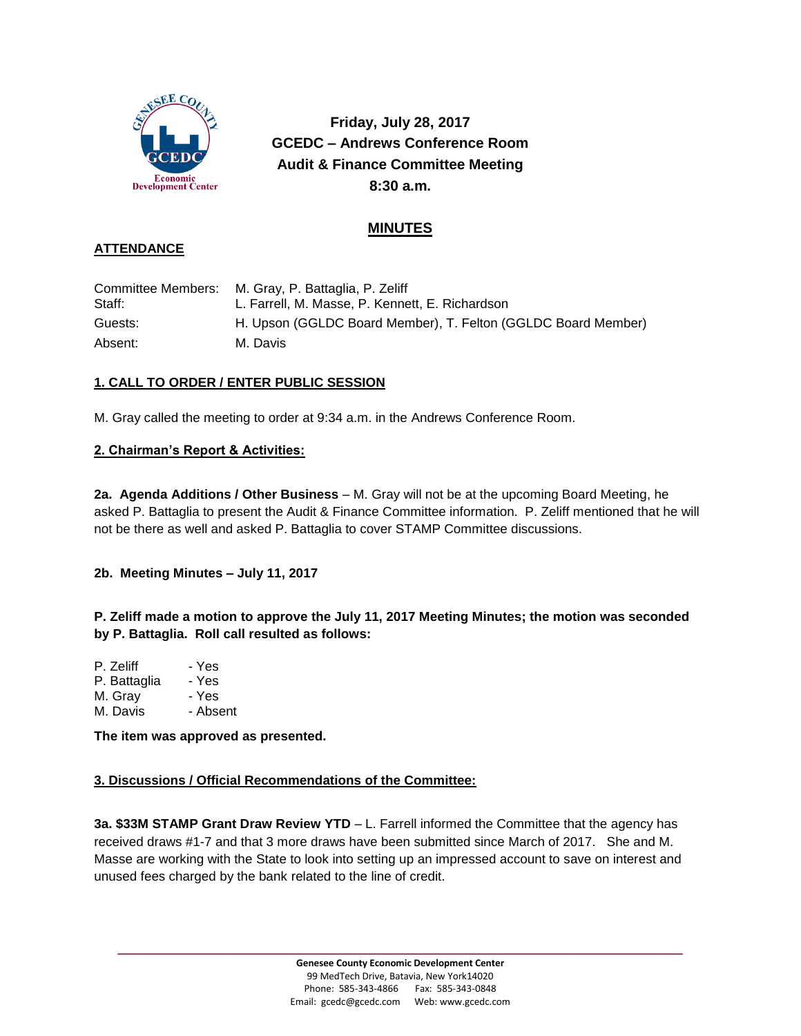**Friday, July 28, 2017**
**GCEDC – Andrews Conference Room**
**Audit & Finance Committee Meeting**
**8:30 a.m.**

# MINUTES

## ATTENDANCE

| | |
|---|---|
| Committee Members: | M. Gray, P. Battaglia, P. Zeliff |
| Staff: | L. Farrell, M. Masse, P. Kennett, E. Richardson |
| Guests: | H. Upson (GGLDC Board Member), T. Felton (GGLDC Board Member) |
| Absent: | M. Davis |

## 1. CALL TO ORDER / ENTER PUBLIC SESSION

M. Gray called the meeting to order at 9:34 a.m. in the Andrews Conference Room.

## 2. Chairman's Report & Activities:

**2a. Agenda Additions / Other Business** – M. Gray will not be at the upcoming Board Meeting, he asked P. Battaglia to present the Audit & Finance Committee information. P. Zeliff mentioned that he will not be there as well and asked P. Battaglia to cover STAMP Committee discussions.

**2b. Meeting Minutes – July 11, 2017**

**P. Zeliff made a motion to approve the July 11, 2017 Meeting Minutes; the motion was seconded by P. Battaglia. Roll call resulted as follows:**

| | |
|---|---|
| P. Zeliff | - Yes |
| P. Battaglia | - Yes |
| M. Gray | - Yes |
| M. Davis | - Absent |

**The item was approved as presented.**

## 3. Discussions / Official Recommendations of the Committee:

**3a. $33M STAMP Grant Draw Review YTD** – L. Farrell informed the Committee that the agency has received draws #1-7 and that 3 more draws have been submitted since March of 2017. She and M. Masse are working with the State to look into setting up an impressed account to save on interest and unused fees charged by the bank related to the line of credit.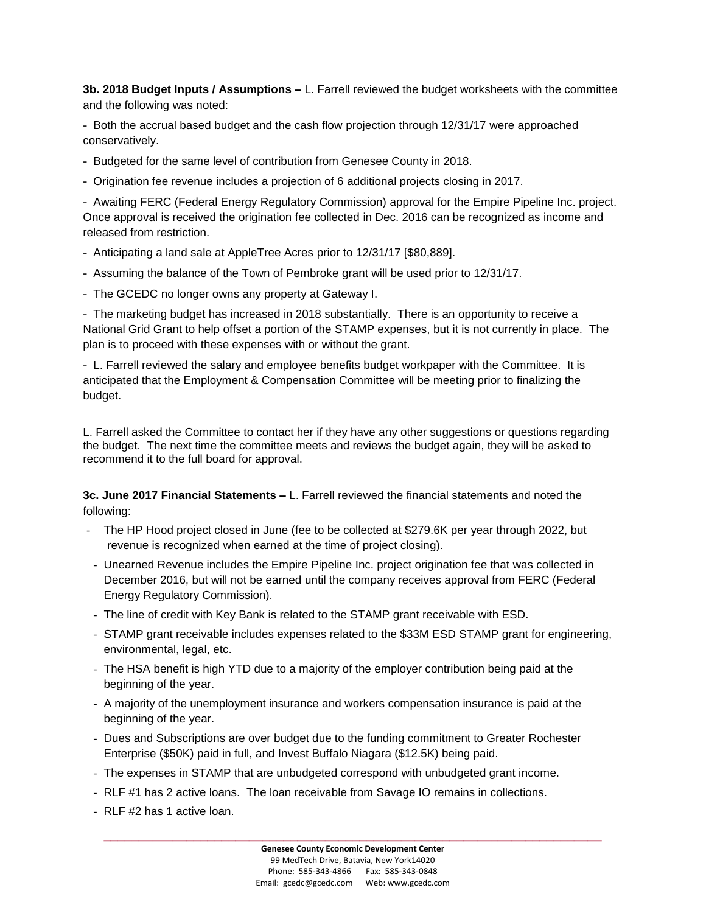**3b. 2018 Budget Inputs / Assumptions –** L. Farrell reviewed the budget worksheets with the committee and the following was noted:

- Both the accrual based budget and the cash flow projection through 12/31/17 were approached conservatively.
- Budgeted for the same level of contribution from Genesee County in 2018.
- Origination fee revenue includes a projection of 6 additional projects closing in 2017.
- Awaiting FERC (Federal Energy Regulatory Commission) approval for the Empire Pipeline Inc. project. Once approval is received the origination fee collected in Dec. 2016 can be recognized as income and released from restriction.
- Anticipating a land sale at AppleTree Acres prior to 12/31/17 [$80,889].
- Assuming the balance of the Town of Pembroke grant will be used prior to 12/31/17.
- The GCEDC no longer owns any property at Gateway I.
- The marketing budget has increased in 2018 substantially. There is an opportunity to receive a National Grid Grant to help offset a portion of the STAMP expenses, but it is not currently in place. The plan is to proceed with these expenses with or without the grant.
- L. Farrell reviewed the salary and employee benefits budget workpaper with the Committee. It is anticipated that the Employment & Compensation Committee will be meeting prior to finalizing the budget.

L. Farrell asked the Committee to contact her if they have any other suggestions or questions regarding the budget. The next time the committee meets and reviews the budget again, they will be asked to recommend it to the full board for approval.

**3c. June 2017 Financial Statements –** L. Farrell reviewed the financial statements and noted the following:

- The HP Hood project closed in June (fee to be collected at $279.6K per year through 2022, but revenue is recognized when earned at the time of project closing).
- Unearned Revenue includes the Empire Pipeline Inc. project origination fee that was collected in December 2016, but will not be earned until the company receives approval from FERC (Federal Energy Regulatory Commission).
- The line of credit with Key Bank is related to the STAMP grant receivable with ESD.
- STAMP grant receivable includes expenses related to the $33M ESD STAMP grant for engineering, environmental, legal, etc.
- The HSA benefit is high YTD due to a majority of the employer contribution being paid at the beginning of the year.
- A majority of the unemployment insurance and workers compensation insurance is paid at the beginning of the year.
- Dues and Subscriptions are over budget due to the funding commitment to Greater Rochester Enterprise ($50K) paid in full, and Invest Buffalo Niagara ($12.5K) being paid.
- The expenses in STAMP that are unbudgeted correspond with unbudgeted grant income.
- RLF #1 has 2 active loans. The loan receivable from Savage IO remains in collections.
- RLF #2 has 1 active loan.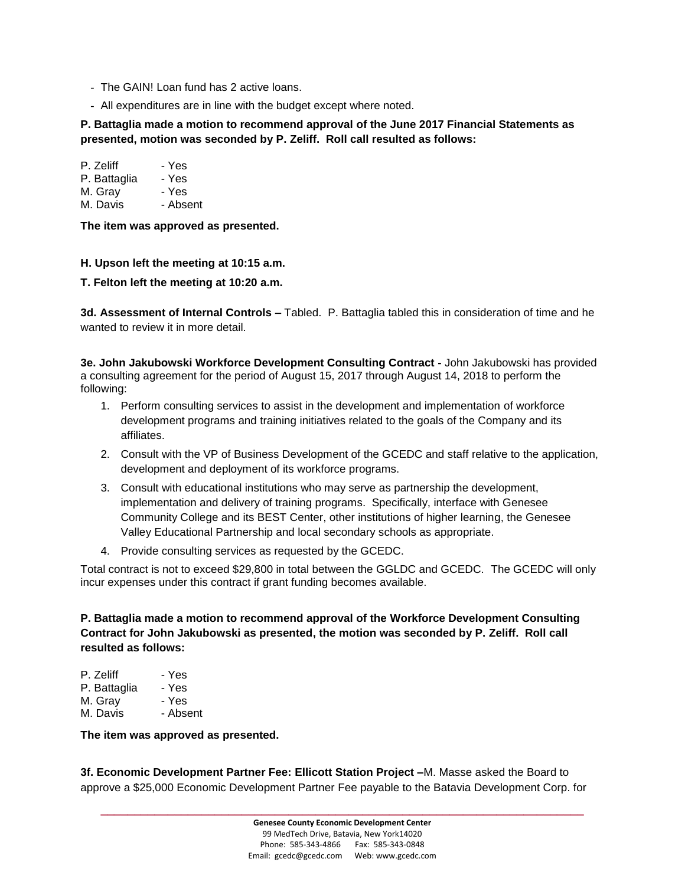- The GAIN! Loan fund has 2 active loans.
- All expenditures are in line with the budget except where noted.

**P. Battaglia made a motion to recommend approval of the June 2017 Financial Statements as presented, motion was seconded by P. Zeliff. Roll call resulted as follows:**

P. Zeliff - Yes
P. Battaglia - Yes
M. Gray - Yes
M. Davis - Absent

**The item was approved as presented.**

**H. Upson left the meeting at 10:15 a.m.**

**T. Felton left the meeting at 10:20 a.m.**

**3d. Assessment of Internal Controls –** Tabled. P. Battaglia tabled this in consideration of time and he wanted to review it in more detail.

**3e. John Jakubowski Workforce Development Consulting Contract -** John Jakubowski has provided a consulting agreement for the period of August 15, 2017 through August 14, 2018 to perform the following:

1. Perform consulting services to assist in the development and implementation of workforce development programs and training initiatives related to the goals of the Company and its affiliates.
2. Consult with the VP of Business Development of the GCEDC and staff relative to the application, development and deployment of its workforce programs.
3. Consult with educational institutions who may serve as partnership the development, implementation and delivery of training programs. Specifically, interface with Genesee Community College and its BEST Center, other institutions of higher learning, the Genesee Valley Educational Partnership and local secondary schools as appropriate.
4. Provide consulting services as requested by the GCEDC.

Total contract is not to exceed $29,800 in total between the GGLDC and GCEDC. The GCEDC will only incur expenses under this contract if grant funding becomes available.

**P. Battaglia made a motion to recommend approval of the Workforce Development Consulting Contract for John Jakubowski as presented, the motion was seconded by P. Zeliff. Roll call resulted as follows:**

P. Zeliff - Yes
P. Battaglia - Yes
M. Gray - Yes
M. Davis - Absent

**The item was approved as presented.**

**3f. Economic Development Partner Fee: Ellicott Station Project –**M. Masse asked the Board to approve a $25,000 Economic Development Partner Fee payable to the Batavia Development Corp. for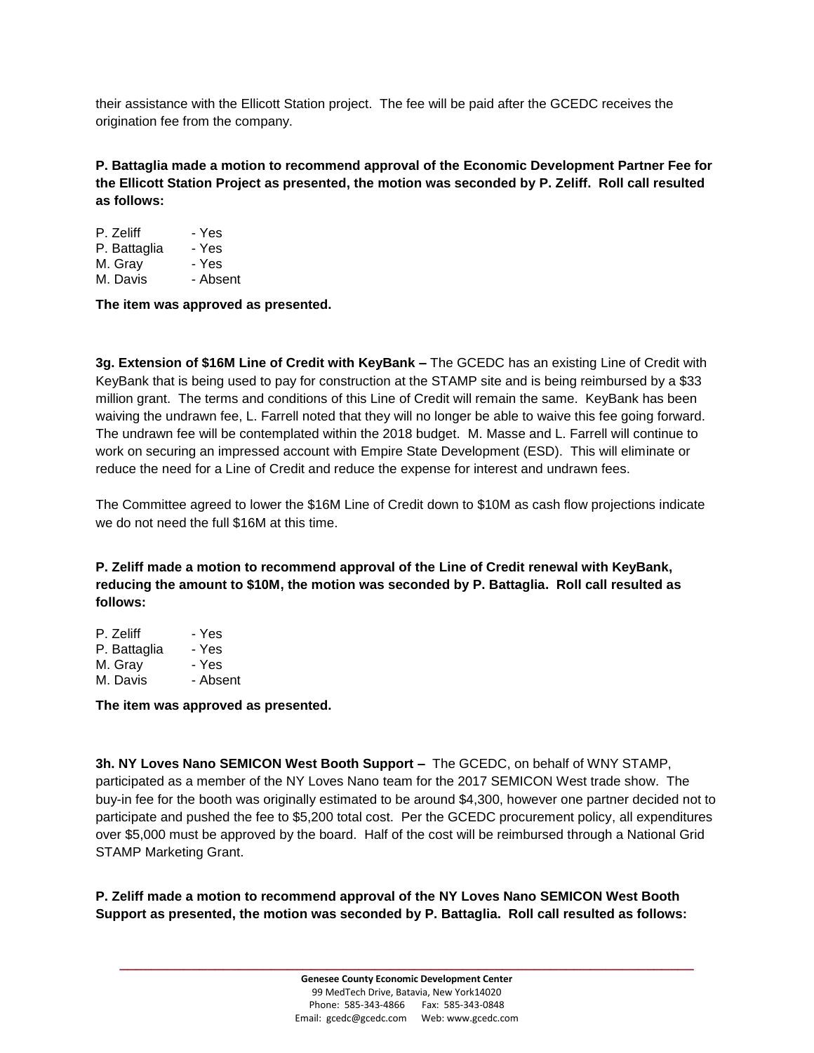their assistance with the Ellicott Station project. The fee will be paid after the GCEDC receives the origination fee from the company.

**P. Battaglia made a motion to recommend approval of the Economic Development Partner Fee for the Ellicott Station Project as presented, the motion was seconded by P. Zeliff. Roll call resulted as follows:**

P. Zeliff - Yes
P. Battaglia - Yes
M. Gray - Yes
M. Davis - Absent

**The item was approved as presented.**

**3g. Extension of $16M Line of Credit with KeyBank –** The GCEDC has an existing Line of Credit with KeyBank that is being used to pay for construction at the STAMP site and is being reimbursed by a $33 million grant. The terms and conditions of this Line of Credit will remain the same. KeyBank has been waiving the undrawn fee, L. Farrell noted that they will no longer be able to waive this fee going forward. The undrawn fee will be contemplated within the 2018 budget. M. Masse and L. Farrell will continue to work on securing an impressed account with Empire State Development (ESD). This will eliminate or reduce the need for a Line of Credit and reduce the expense for interest and undrawn fees.

The Committee agreed to lower the $16M Line of Credit down to $10M as cash flow projections indicate we do not need the full $16M at this time.

**P. Zeliff made a motion to recommend approval of the Line of Credit renewal with KeyBank, reducing the amount to $10M, the motion was seconded by P. Battaglia. Roll call resulted as follows:**

P. Zeliff - Yes
P. Battaglia - Yes
M. Gray - Yes
M. Davis - Absent

**The item was approved as presented.**

**3h. NY Loves Nano SEMICON West Booth Support –** The GCEDC, on behalf of WNY STAMP, participated as a member of the NY Loves Nano team for the 2017 SEMICON West trade show. The buy-in fee for the booth was originally estimated to be around $4,300, however one partner decided not to participate and pushed the fee to $5,200 total cost. Per the GCEDC procurement policy, all expenditures over $5,000 must be approved by the board. Half of the cost will be reimbursed through a National Grid STAMP Marketing Grant.

**P. Zeliff made a motion to recommend approval of the NY Loves Nano SEMICON West Booth Support as presented, the motion was seconded by P. Battaglia. Roll call resulted as follows:**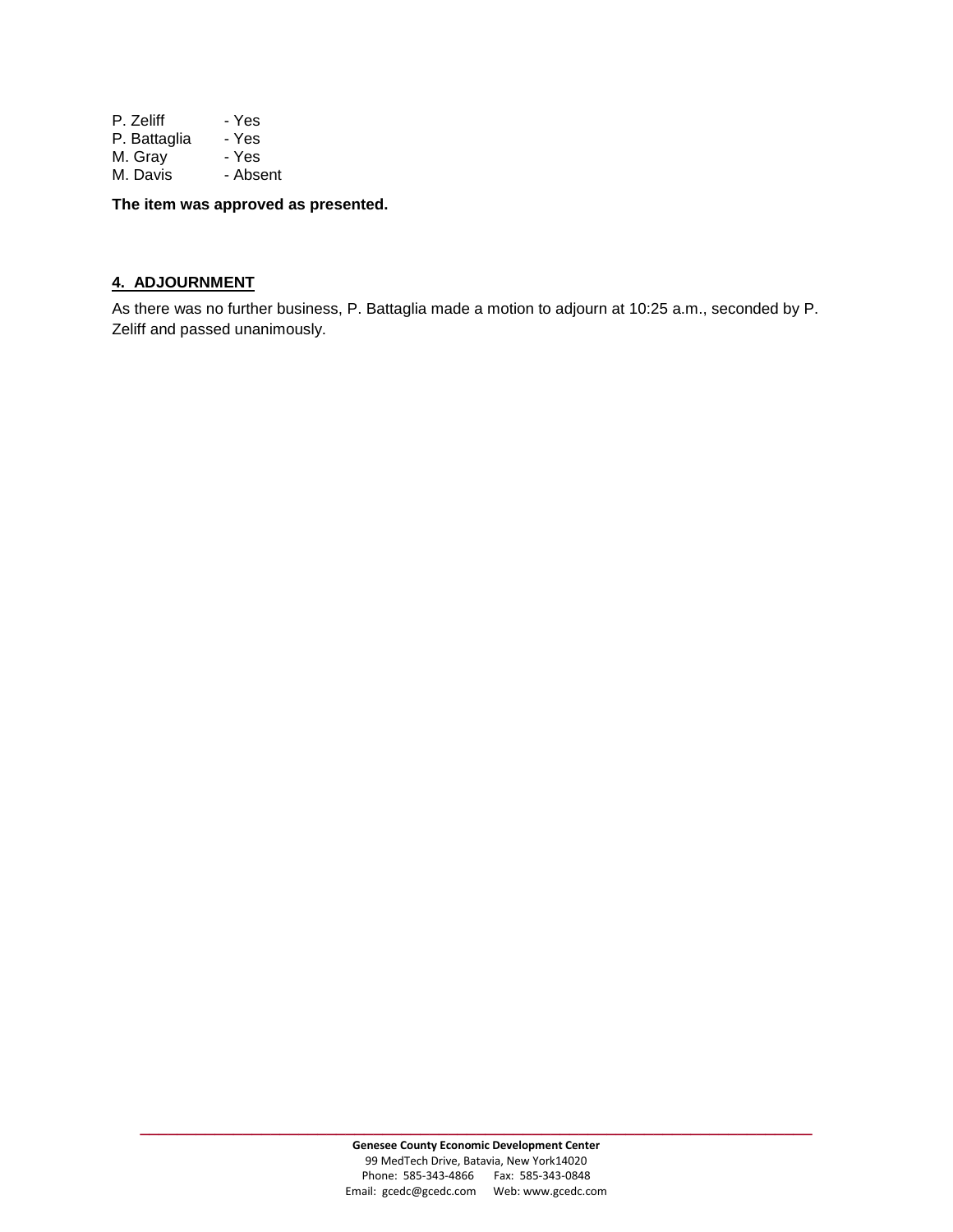P. Zeliff - Yes
P. Battaglia - Yes
M. Gray - Yes
M. Davis - Absent

**The item was approved as presented.**

## 4. ADJOURNMENT

As there was no further business, P. Battaglia made a motion to adjourn at 10:25 a.m., seconded by P. Zeliff and passed unanimously.